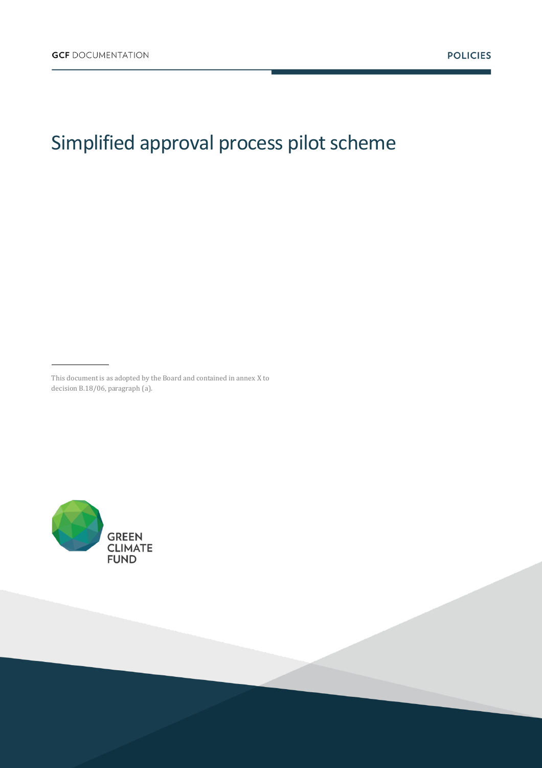GCF DOCUMENTATION

POLICIES

# Simplified approval process pilot scheme

This document is as adopted by the Board and contained in annex X to decision B.18/06, paragraph (a).

GREEN CLIMATE FUND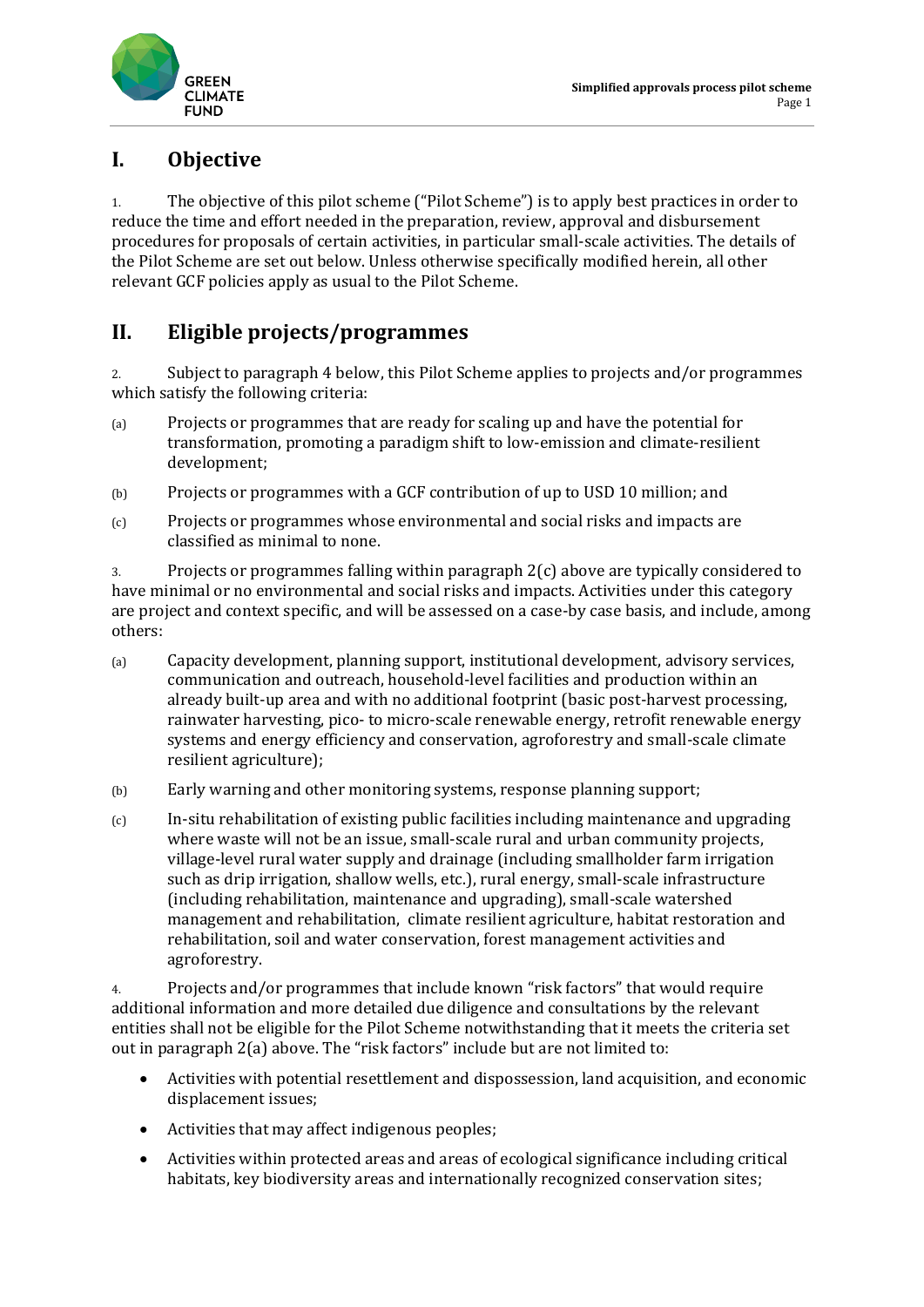# I. Objective

1. The objective of this pilot scheme ("Pilot Scheme") is to apply best practices in order to reduce the time and effort needed in the preparation, review, approval and disbursement procedures for proposals of certain activities, in particular small-scale activities. The details of the Pilot Scheme are set out below. Unless otherwise specifically modified herein, all other relevant GCF policies apply as usual to the Pilot Scheme.

# II. Eligible projects/programmes

2. Subject to paragraph 4 below, this Pilot Scheme applies to projects and/or programmes which satisfy the following criteria:

(a) Projects or programmes that are ready for scaling up and have the potential for transformation, promoting a paradigm shift to low-emission and climate-resilient development;

(b) Projects or programmes with a GCF contribution of up to USD 10 million; and

(c) Projects or programmes whose environmental and social risks and impacts are classified as minimal to none.

3. Projects or programmes falling within paragraph 2(c) above are typically considered to have minimal or no environmental and social risks and impacts. Activities under this category are project and context specific, and will be assessed on a case-by case basis, and include, among others:

(a) Capacity development, planning support, institutional development, advisory services, communication and outreach, household-level facilities and production within an already built-up area and with no additional footprint (basic post-harvest processing, rainwater harvesting, pico- to micro-scale renewable energy, retrofit renewable energy systems and energy efficiency and conservation, agroforestry and small-scale climate resilient agriculture);

(b) Early warning and other monitoring systems, response planning support;

(c) In-situ rehabilitation of existing public facilities including maintenance and upgrading where waste will not be an issue, small-scale rural and urban community projects, village-level rural water supply and drainage (including smallholder farm irrigation such as drip irrigation, shallow wells, etc.), rural energy, small-scale infrastructure (including rehabilitation, maintenance and upgrading), small-scale watershed management and rehabilitation, climate resilient agriculture, habitat restoration and rehabilitation, soil and water conservation, forest management activities and agroforestry.

4. Projects and/or programmes that include known "risk factors" that would require additional information and more detailed due diligence and consultations by the relevant entities shall not be eligible for the Pilot Scheme notwithstanding that it meets the criteria set out in paragraph 2(a) above. The "risk factors" include but are not limited to:

- Activities with potential resettlement and dispossession, land acquisition, and economic displacement issues;
- Activities that may affect indigenous peoples;
- Activities within protected areas and areas of ecological significance including critical habitats, key biodiversity areas and internationally recognized conservation sites;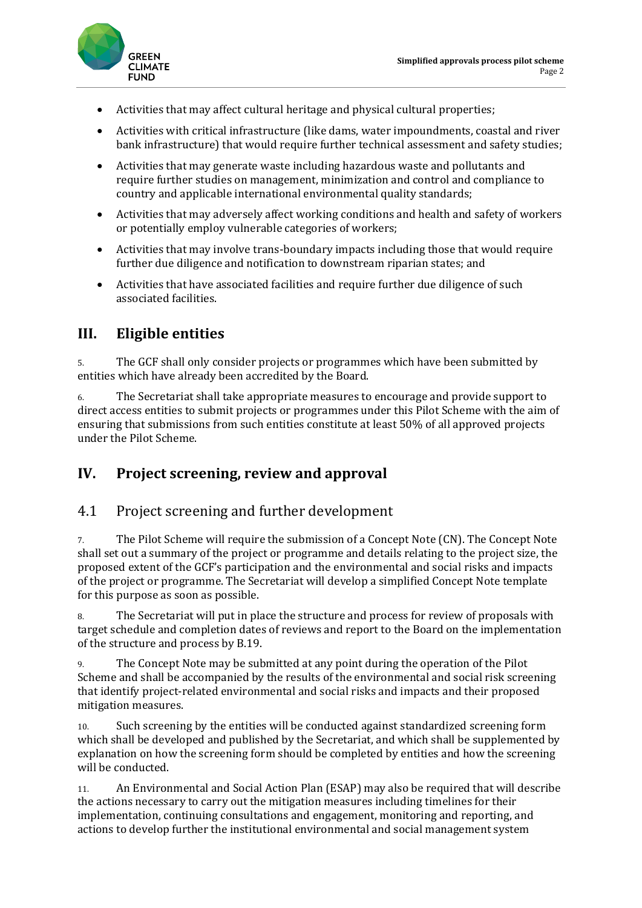- Activities that may affect cultural heritage and physical cultural properties;
- Activities with critical infrastructure (like dams, water impoundments, coastal and river bank infrastructure) that would require further technical assessment and safety studies;
- Activities that may generate waste including hazardous waste and pollutants and require further studies on management, minimization and control and compliance to country and applicable international environmental quality standards;
- Activities that may adversely affect working conditions and health and safety of workers or potentially employ vulnerable categories of workers;
- Activities that may involve trans-boundary impacts including those that would require further due diligence and notification to downstream riparian states; and
- Activities that have associated facilities and require further due diligence of such associated facilities.

# III. Eligible entities

5. The GCF shall only consider projects or programmes which have been submitted by entities which have already been accredited by the Board.

6. The Secretariat shall take appropriate measures to encourage and provide support to direct access entities to submit projects or programmes under this Pilot Scheme with the aim of ensuring that submissions from such entities constitute at least 50% of all approved projects under the Pilot Scheme.

# IV. Project screening, review and approval

## 4.1 Project screening and further development

7. The Pilot Scheme will require the submission of a Concept Note (CN). The Concept Note shall set out a summary of the project or programme and details relating to the project size, the proposed extent of the GCF's participation and the environmental and social risks and impacts of the project or programme. The Secretariat will develop a simplified Concept Note template for this purpose as soon as possible.

8. The Secretariat will put in place the structure and process for review of proposals with target schedule and completion dates of reviews and report to the Board on the implementation of the structure and process by B.19.

9. The Concept Note may be submitted at any point during the operation of the Pilot Scheme and shall be accompanied by the results of the environmental and social risk screening that identify project-related environmental and social risks and impacts and their proposed mitigation measures.

10. Such screening by the entities will be conducted against standardized screening form which shall be developed and published by the Secretariat, and which shall be supplemented by explanation on how the screening form should be completed by entities and how the screening will be conducted.

11. An Environmental and Social Action Plan (ESAP) may also be required that will describe the actions necessary to carry out the mitigation measures including timelines for their implementation, continuing consultations and engagement, monitoring and reporting, and actions to develop further the institutional environmental and social management system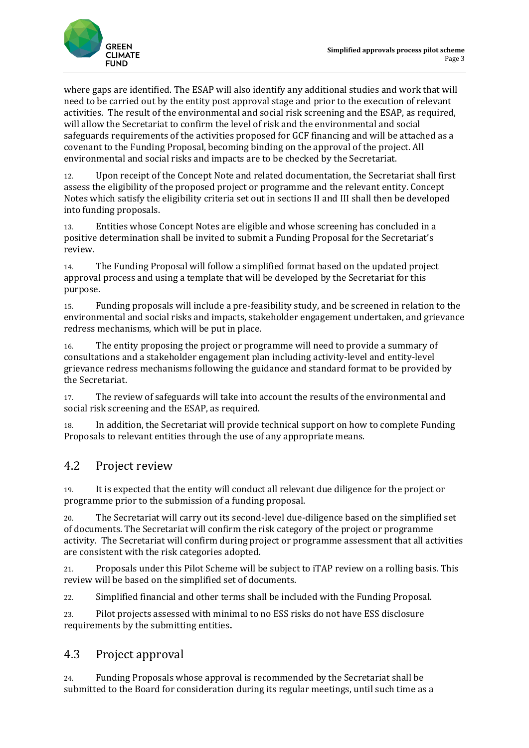where gaps are identified. The ESAP will also identify any additional studies and work that will need to be carried out by the entity post approval stage and prior to the execution of relevant activities. The result of the environmental and social risk screening and the ESAP, as required, will allow the Secretariat to confirm the level of risk and the environmental and social safeguards requirements of the activities proposed for GCF financing and will be attached as a covenant to the Funding Proposal, becoming binding on the approval of the project. All environmental and social risks and impacts are to be checked by the Secretariat.

12. Upon receipt of the Concept Note and related documentation, the Secretariat shall first assess the eligibility of the proposed project or programme and the relevant entity. Concept Notes which satisfy the eligibility criteria set out in sections II and III shall then be developed into funding proposals.

13. Entities whose Concept Notes are eligible and whose screening has concluded in a positive determination shall be invited to submit a Funding Proposal for the Secretariat's review.

14. The Funding Proposal will follow a simplified format based on the updated project approval process and using a template that will be developed by the Secretariat for this purpose.

15. Funding proposals will include a pre-feasibility study, and be screened in relation to the environmental and social risks and impacts, stakeholder engagement undertaken, and grievance redress mechanisms, which will be put in place.

16. The entity proposing the project or programme will need to provide a summary of consultations and a stakeholder engagement plan including activity-level and entity-level grievance redress mechanisms following the guidance and standard format to be provided by the Secretariat.

17. The review of safeguards will take into account the results of the environmental and social risk screening and the ESAP, as required.

18. In addition, the Secretariat will provide technical support on how to complete Funding Proposals to relevant entities through the use of any appropriate means.

## 4.2 Project review

19. It is expected that the entity will conduct all relevant due diligence for the project or programme prior to the submission of a funding proposal.

20. The Secretariat will carry out its second-level due-diligence based on the simplified set of documents. The Secretariat will confirm the risk category of the project or programme activity. The Secretariat will confirm during project or programme assessment that all activities are consistent with the risk categories adopted.

21. Proposals under this Pilot Scheme will be subject to iTAP review on a rolling basis. This review will be based on the simplified set of documents.

22. Simplified financial and other terms shall be included with the Funding Proposal.

23. Pilot projects assessed with minimal to no ESS risks do not have ESS disclosure requirements by the submitting entities.

## 4.3 Project approval

24. Funding Proposals whose approval is recommended by the Secretariat shall be submitted to the Board for consideration during its regular meetings, until such time as a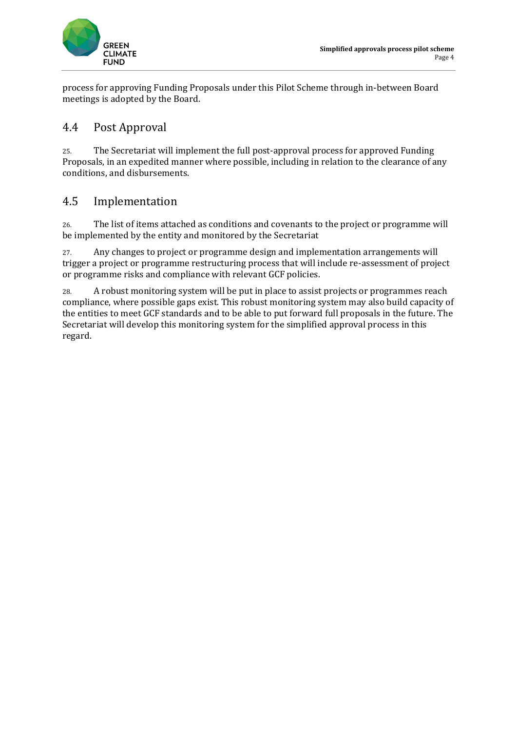process for approving Funding Proposals under this Pilot Scheme through in-between Board meetings is adopted by the Board.

## 4.4 Post Approval

25. The Secretariat will implement the full post-approval process for approved Funding Proposals, in an expedited manner where possible, including in relation to the clearance of any conditions, and disbursements.

## 4.5 Implementation

26. The list of items attached as conditions and covenants to the project or programme will be implemented by the entity and monitored by the Secretariat

27. Any changes to project or programme design and implementation arrangements will trigger a project or programme restructuring process that will include re-assessment of project or programme risks and compliance with relevant GCF policies.

28. A robust monitoring system will be put in place to assist projects or programmes reach compliance, where possible gaps exist. This robust monitoring system may also build capacity of the entities to meet GCF standards and to be able to put forward full proposals in the future. The Secretariat will develop this monitoring system for the simplified approval process in this regard.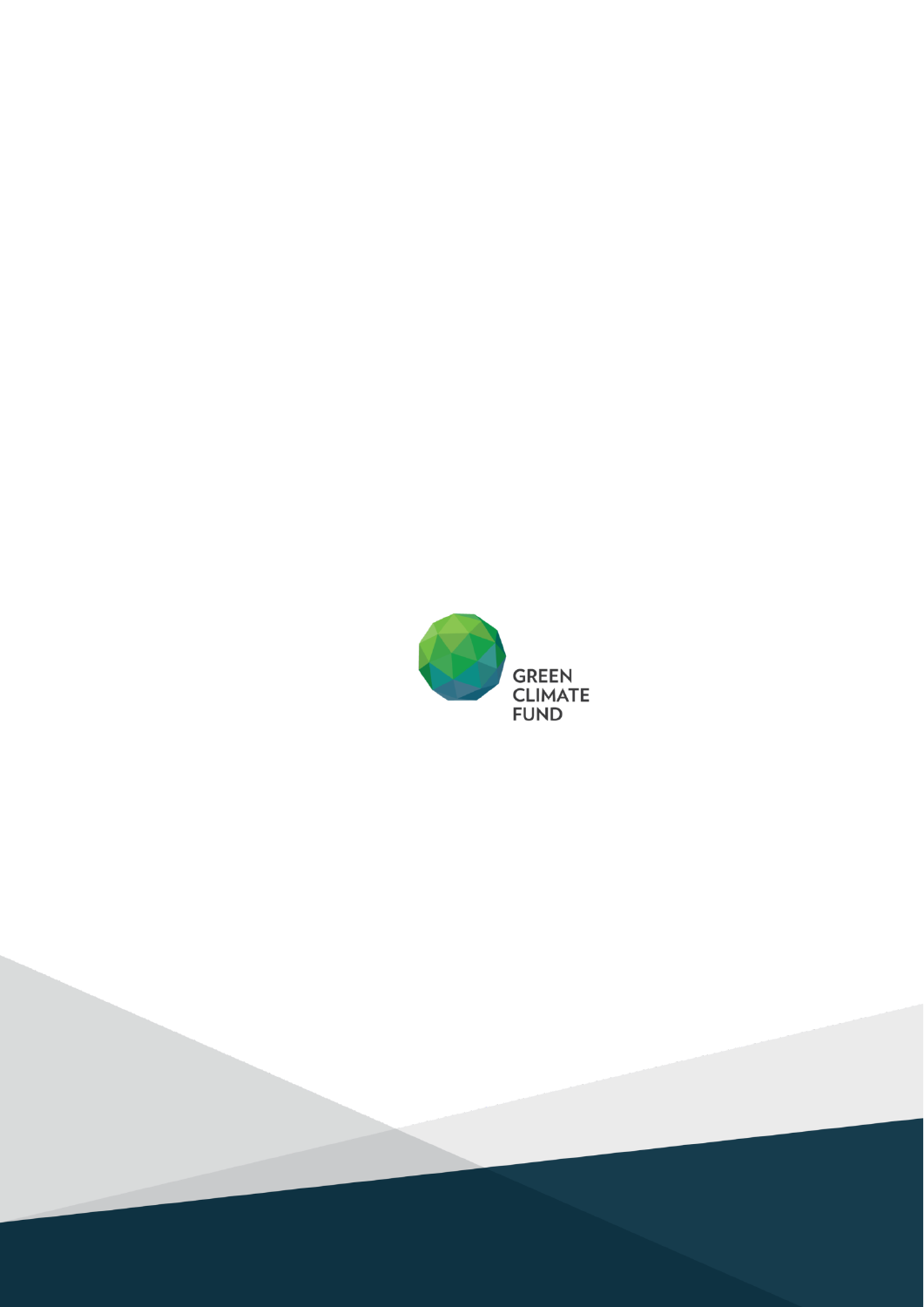GREEN
CLIMATE
FUND